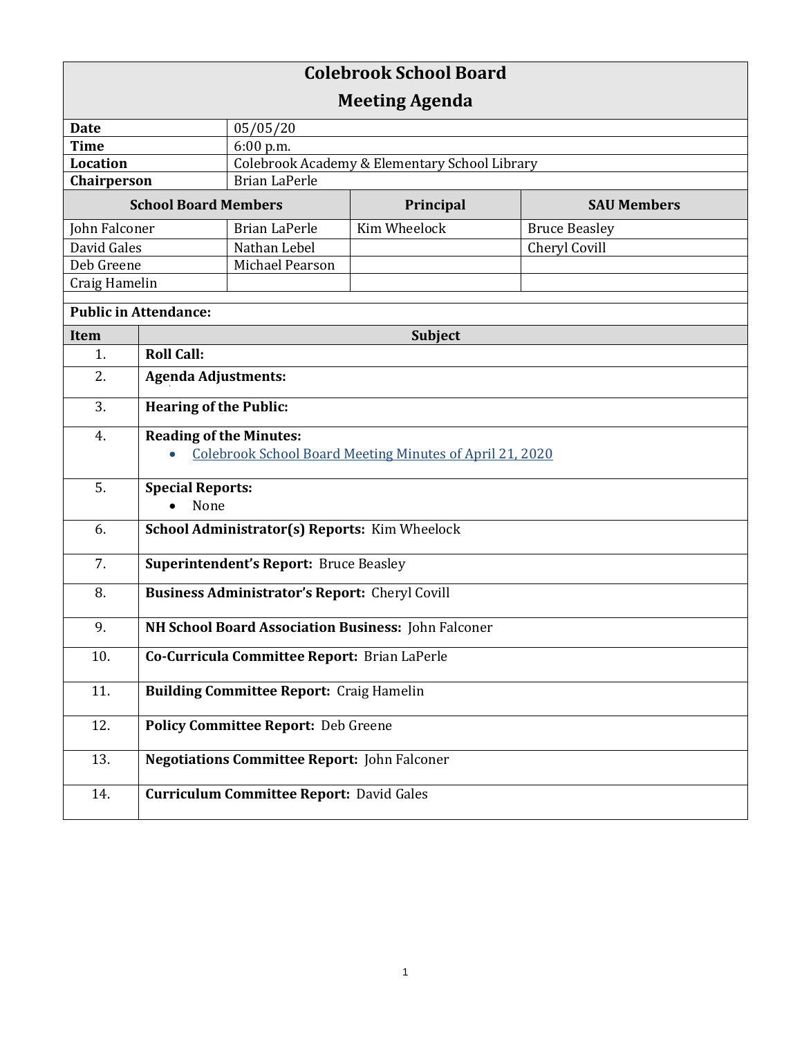# Colebrook School Board

## Meeting Agenda

| | |
|---|---|
| **Date** | 05/05/20 |
| **Time** | 6:00 p.m. |
| **Location** | Colebrook Academy & Elementary School Library |
| **Chairperson** | Brian LaPerle |

| **School Board Members** | | **Principal** | **SAU Members** |
|---|---|---|---|
| John Falconer | Brian LaPerle | Kim Wheelock | Bruce Beasley |
| David Gales | Nathan Lebel | | Cheryl Covill |
| Deb Greene | Michael Pearson | | |
| Craig Hamelin | | | |

**Public in Attendance:**

| **Item** | **Subject** |
|---|---|
| 1. | **Roll Call:** |
| 2. | **Agenda Adjustments:** |
| 3. | **Hearing of the Public:** |
| 4. | **Reading of the Minutes:** <br>• Colebrook School Board Meeting Minutes of April 21, 2020 |
| 5. | **Special Reports:** <br>• None |
| 6. | **School Administrator(s) Reports:** Kim Wheelock |
| 7. | **Superintendent's Report:** Bruce Beasley |
| 8. | **Business Administrator's Report:** Cheryl Covill |
| 9. | **NH School Board Association Business:** John Falconer |
| 10. | **Co-Curricula Committee Report:** Brian LaPerle |
| 11. | **Building Committee Report:** Craig Hamelin |
| 12. | **Policy Committee Report:** Deb Greene |
| 13. | **Negotiations Committee Report:** John Falconer |
| 14. | **Curriculum Committee Report:** David Gales |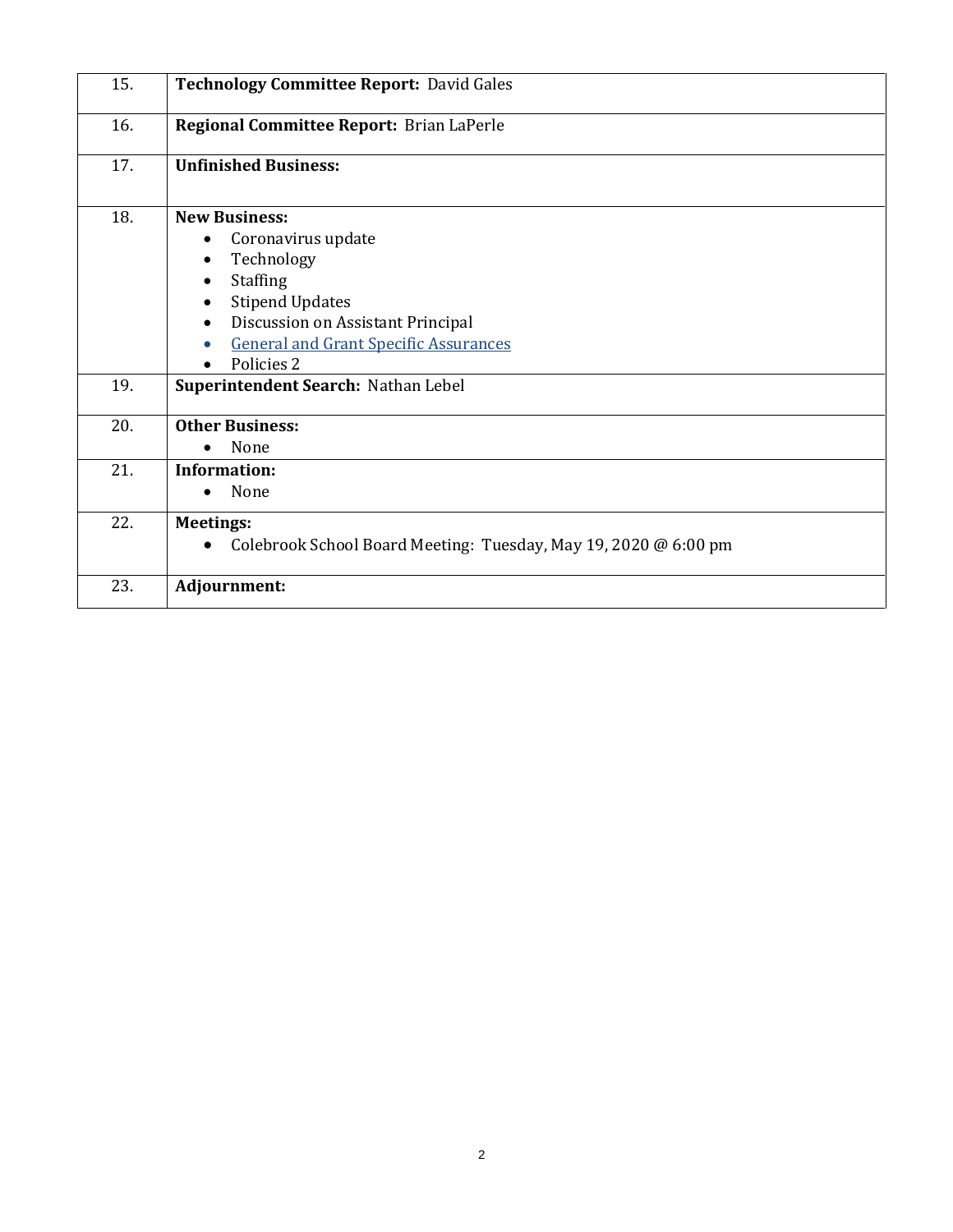| | |
|---|---|
| 15. | **Technology Committee Report:** David Gales |
| 16. | **Regional Committee Report:** Brian LaPerle |
| 17. | **Unfinished Business:** |
| 18. | **New Business:**<br>• Coronavirus update<br>• Technology<br>• Staffing<br>• Stipend Updates<br>• Discussion on Assistant Principal<br>• General and Grant Specific Assurances<br>• Policies 2 |
| 19. | **Superintendent Search:** Nathan Lebel |
| 20. | **Other Business:**<br>• None |
| 21. | **Information:**<br>• None |
| 22. | **Meetings:**<br>• Colebrook School Board Meeting: Tuesday, May 19, 2020 @ 6:00 pm |
| 23. | **Adjournment:** |